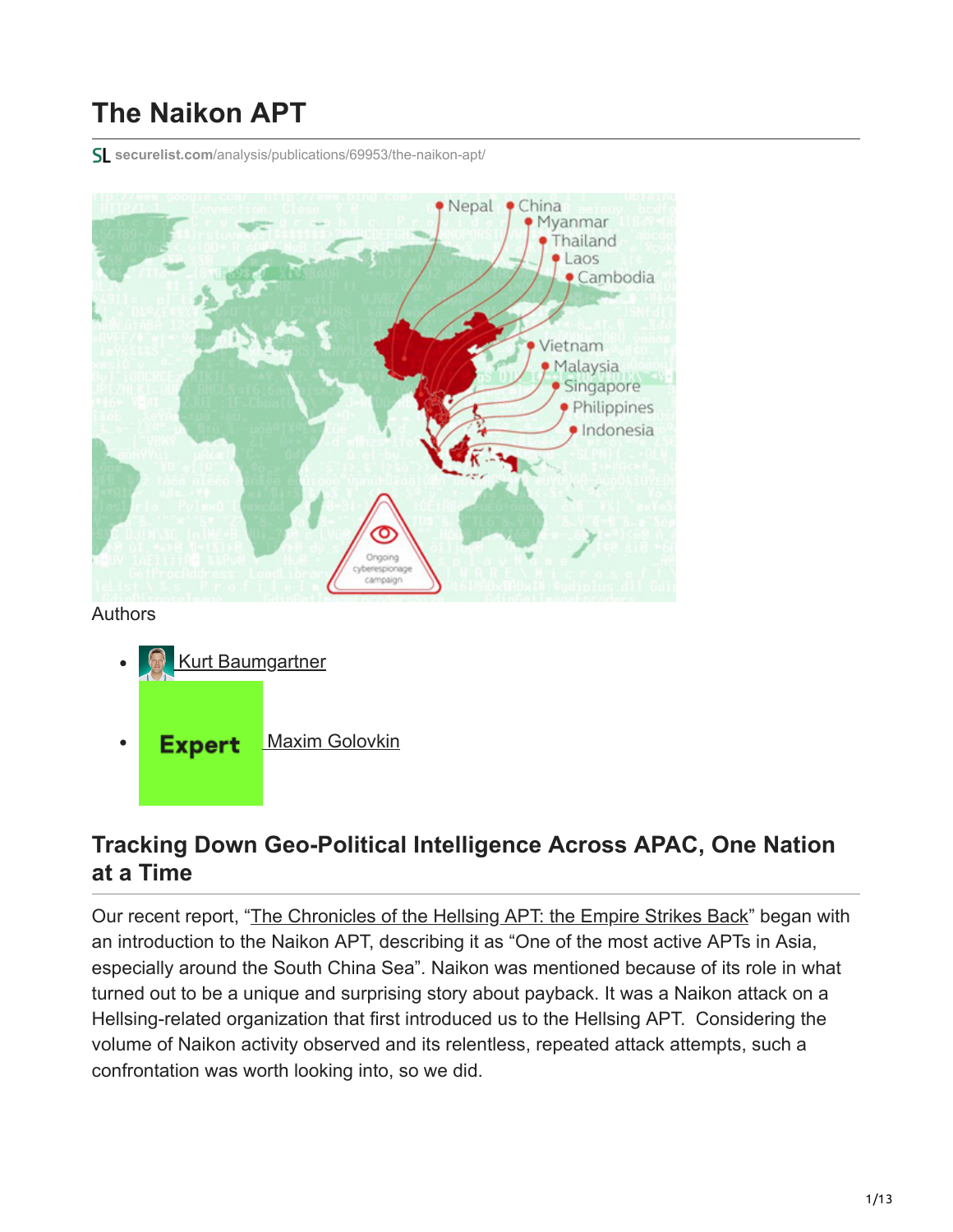# The Naikon APT

securelist.com/analysis/publications/69953/the-naikon-apt/

Authors

- Kurt Baumgartner
- Expert Maxim Golovkin

## Tracking Down Geo-Political Intelligence Across APAC, One Nation at a Time

Our recent report, "The Chronicles of the Hellsing APT: the Empire Strikes Back" began with an introduction to the Naikon APT, describing it as "One of the most active APTs in Asia, especially around the South China Sea". Naikon was mentioned because of its role in what turned out to be a unique and surprising story about payback. It was a Naikon attack on a Hellsing-related organization that first introduced us to the Hellsing APT. Considering the volume of Naikon activity observed and its relentless, repeated attack attempts, such a confrontation was worth looking into, so we did.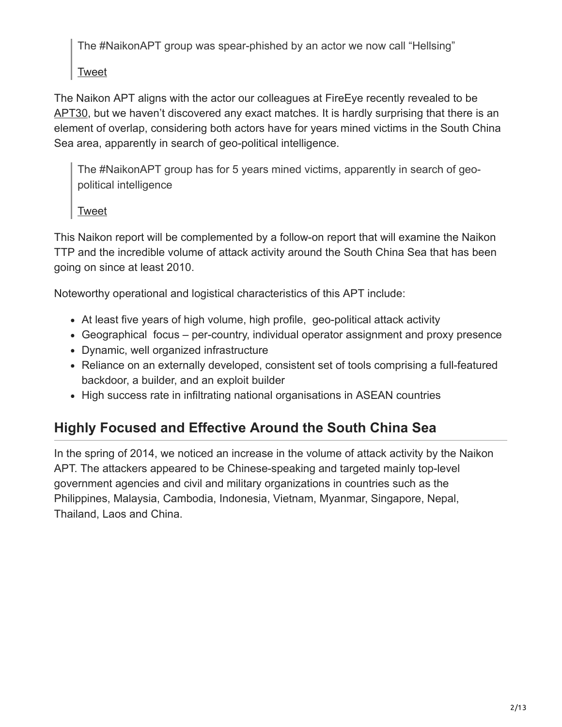> The #NaikonAPT group was spear-phished by an actor we now call "Hellsing"
>
> Tweet

The Naikon APT aligns with the actor our colleagues at FireEye recently revealed to be APT30, but we haven't discovered any exact matches. It is hardly surprising that there is an element of overlap, considering both actors have for years mined victims in the South China Sea area, apparently in search of geo-political intelligence.

> The #NaikonAPT group has for 5 years mined victims, apparently in search of geo-political intelligence
>
> Tweet

This Naikon report will be complemented by a follow-on report that will examine the Naikon TTP and the incredible volume of attack activity around the South China Sea that has been going on since at least 2010.

Noteworthy operational and logistical characteristics of this APT include:

- At least five years of high volume, high profile, geo-political attack activity
- Geographical focus – per-country, individual operator assignment and proxy presence
- Dynamic, well organized infrastructure
- Reliance on an externally developed, consistent set of tools comprising a full-featured backdoor, a builder, and an exploit builder
- High success rate in infiltrating national organisations in ASEAN countries

## Highly Focused and Effective Around the South China Sea

In the spring of 2014, we noticed an increase in the volume of attack activity by the Naikon APT. The attackers appeared to be Chinese-speaking and targeted mainly top-level government agencies and civil and military organizations in countries such as the Philippines, Malaysia, Cambodia, Indonesia, Vietnam, Myanmar, Singapore, Nepal, Thailand, Laos and China.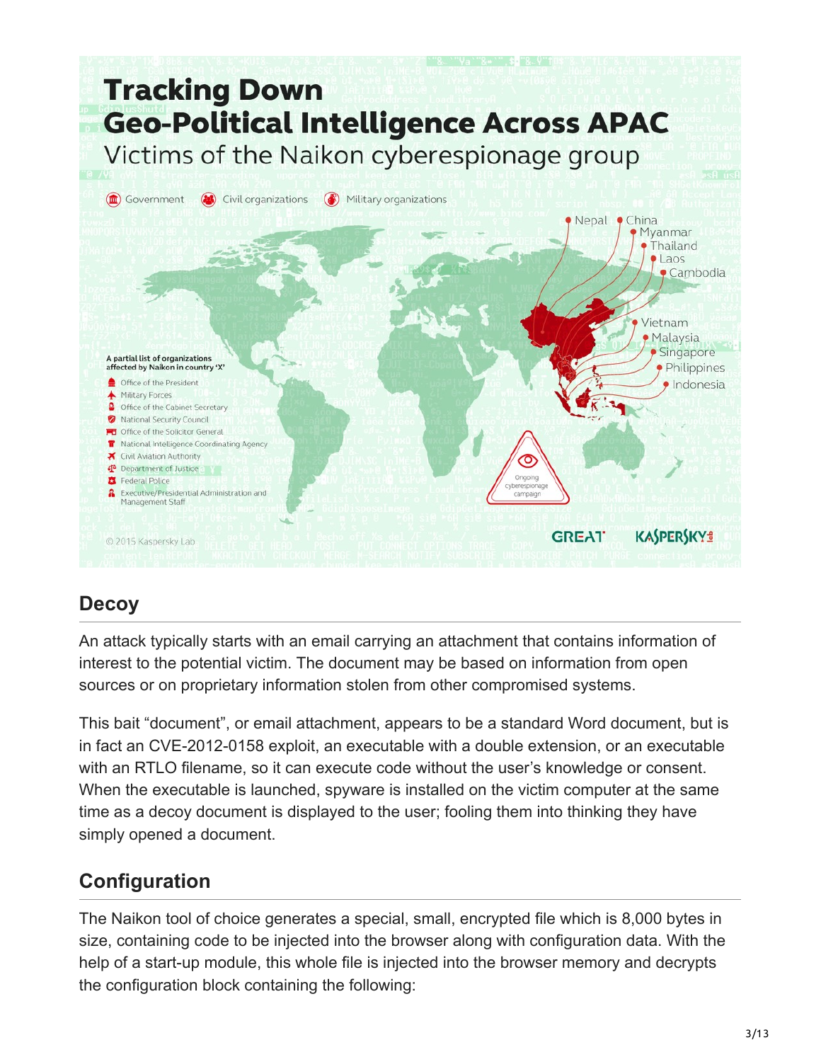# Tracking Down Geo-Political Intelligence Across APAC

Victims of the Naikon cyberespionage group

Government | Civil organizations | Military organizations

Nepal, China, Myanmar, Thailand, Laos, Cambodia, Vietnam, Malaysia, Singapore, Philippines, Indonesia

A partial list of organizations affected by Naikon in country 'X'

- Office of the President
- Military Forces
- Office of the Cabinet Secretary
- National Security Council
- Office of the Solicitor General
- National Intelligence Coordinating Agency
- Civil Aviation Authority
- Department of Justice
- Federal Police
- Executive/Presidential Administration and Management Staff

Ongoing cyberespionage campaign

© 2015 Kaspersky Lab

GReAT KASPERSKY lab

## Decoy

An attack typically starts with an email carrying an attachment that contains information of interest to the potential victim. The document may be based on information from open sources or on proprietary information stolen from other compromised systems.

This bait "document", or email attachment, appears to be a standard Word document, but is in fact an CVE-2012-0158 exploit, an executable with a double extension, or an executable with an RTLO filename, so it can execute code without the user's knowledge or consent. When the executable is launched, spyware is installed on the victim computer at the same time as a decoy document is displayed to the user; fooling them into thinking they have simply opened a document.

## Configuration

The Naikon tool of choice generates a special, small, encrypted file which is 8,000 bytes in size, containing code to be injected into the browser along with configuration data. With the help of a start-up module, this whole file is injected into the browser memory and decrypts the configuration block containing the following: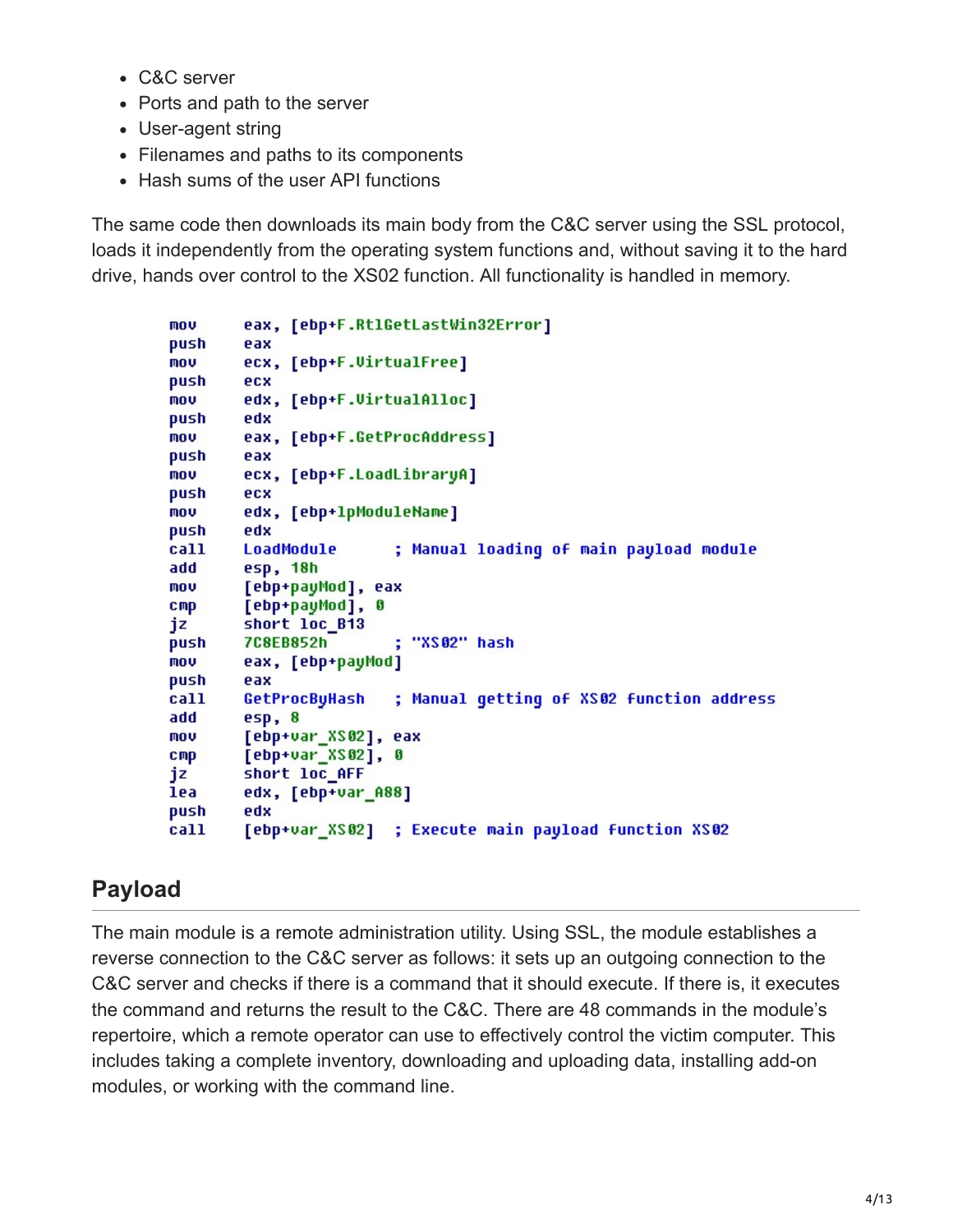- C&C server
- Ports and path to the server
- User-agent string
- Filenames and paths to its components
- Hash sums of the user API functions

The same code then downloads its main body from the C&C server using the SSL protocol, loads it independently from the operating system functions and, without saving it to the hard drive, hands over control to the XS02 function. All functionality is handled in memory.

```
mov     eax, [ebp+F.RtlGetLastWin32Error]
push    eax
mov     ecx, [ebp+F.VirtualFree]
push    ecx
mov     edx, [ebp+F.VirtualAlloc]
push    edx
mov     eax, [ebp+F.GetProcAddress]
push    eax
mov     ecx, [ebp+F.LoadLibraryA]
push    ecx
mov     edx, [ebp+lpModuleName]
push    edx
call    LoadModule      ; Manual loading of main payload module
add     esp, 18h
mov     [ebp+payMod], eax
cmp     [ebp+payMod], 0
jz      short loc_B13
push    7C8EB852h       ; "XS02" hash
mov     eax, [ebp+payMod]
push    eax
call    GetProcByHash   ; Manual getting of XS02 function address
add     esp, 8
mov     [ebp+var_XS02], eax
cmp     [ebp+var_XS02], 0
jz      short loc_AFF
lea     edx, [ebp+var_A88]
push    edx
call    [ebp+var_XS02]  ; Execute main payload function XS02
```

## Payload

The main module is a remote administration utility. Using SSL, the module establishes a reverse connection to the C&C server as follows: it sets up an outgoing connection to the C&C server and checks if there is a command that it should execute. If there is, it executes the command and returns the result to the C&C. There are 48 commands in the module's repertoire, which a remote operator can use to effectively control the victim computer. This includes taking a complete inventory, downloading and uploading data, installing add-on modules, or working with the command line.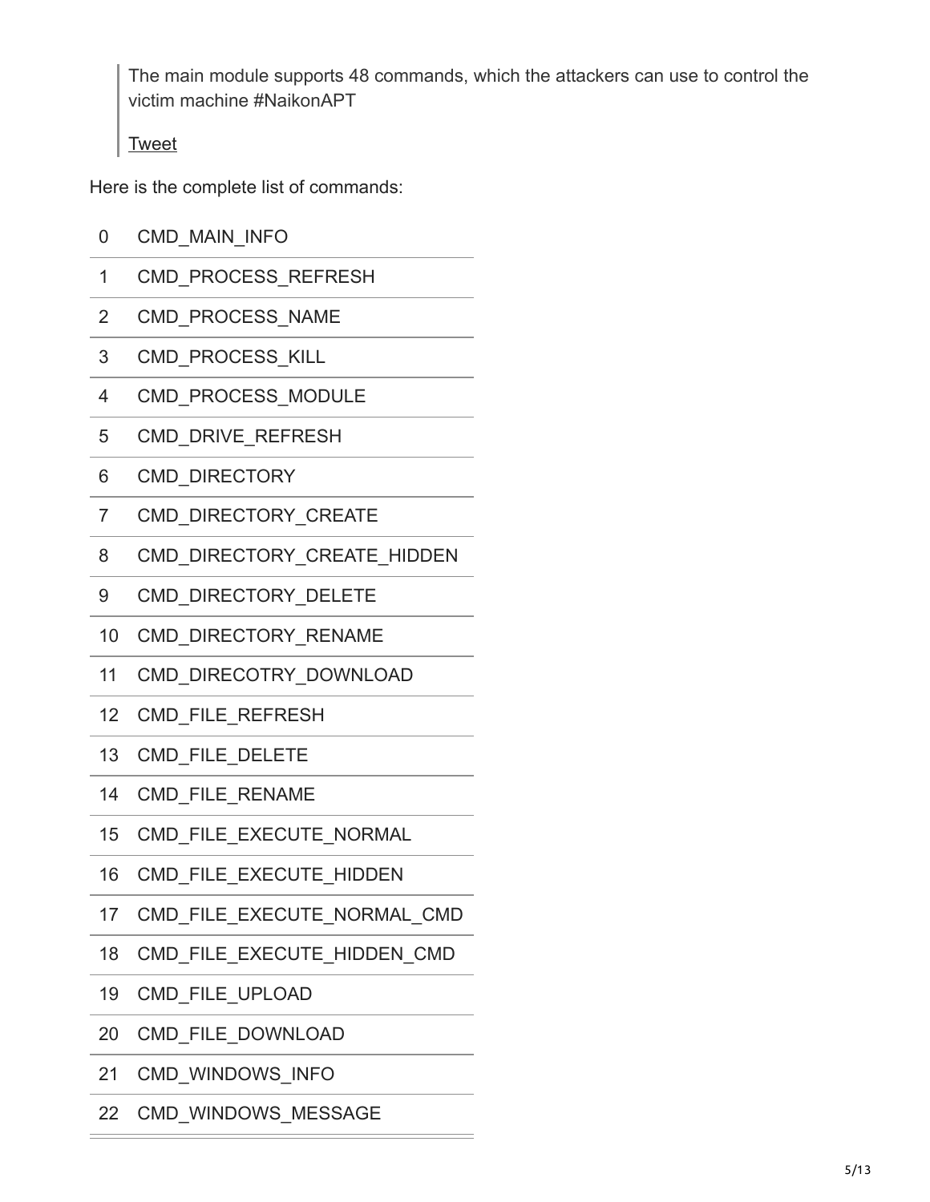> The main module supports 48 commands, which the attackers can use to control the victim machine #NaikonAPT
>
> Tweet

Here is the complete list of commands:

| | |
|---|---|
| 0 | CMD_MAIN_INFO |
| 1 | CMD_PROCESS_REFRESH |
| 2 | CMD_PROCESS_NAME |
| 3 | CMD_PROCESS_KILL |
| 4 | CMD_PROCESS_MODULE |
| 5 | CMD_DRIVE_REFRESH |
| 6 | CMD_DIRECTORY |
| 7 | CMD_DIRECTORY_CREATE |
| 8 | CMD_DIRECTORY_CREATE_HIDDEN |
| 9 | CMD_DIRECTORY_DELETE |
| 10 | CMD_DIRECTORY_RENAME |
| 11 | CMD_DIRECOTRY_DOWNLOAD |
| 12 | CMD_FILE_REFRESH |
| 13 | CMD_FILE_DELETE |
| 14 | CMD_FILE_RENAME |
| 15 | CMD_FILE_EXECUTE_NORMAL |
| 16 | CMD_FILE_EXECUTE_HIDDEN |
| 17 | CMD_FILE_EXECUTE_NORMAL_CMD |
| 18 | CMD_FILE_EXECUTE_HIDDEN_CMD |
| 19 | CMD_FILE_UPLOAD |
| 20 | CMD_FILE_DOWNLOAD |
| 21 | CMD_WINDOWS_INFO |
| 22 | CMD_WINDOWS_MESSAGE |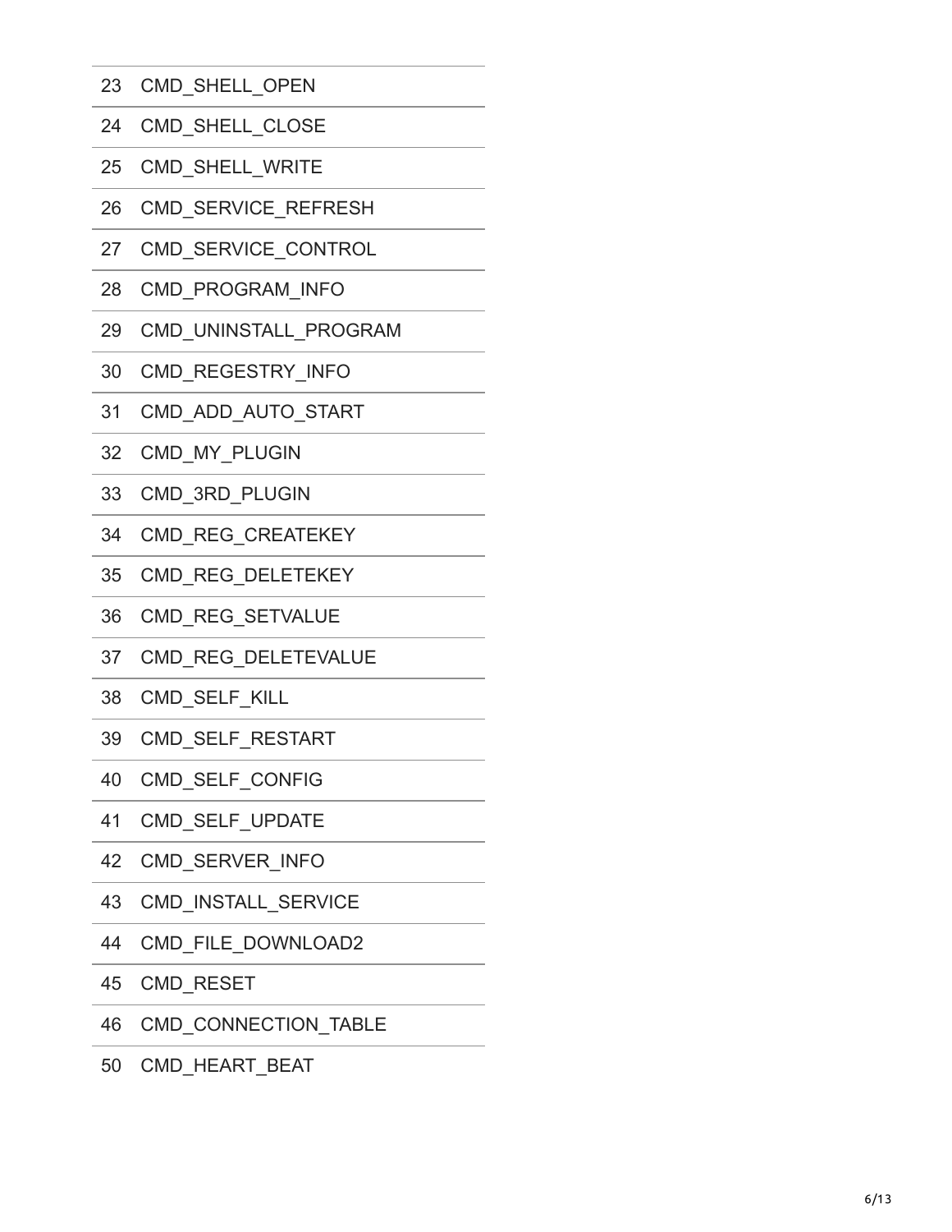| | |
|---|---|
| 23 | CMD_SHELL_OPEN |
| 24 | CMD_SHELL_CLOSE |
| 25 | CMD_SHELL_WRITE |
| 26 | CMD_SERVICE_REFRESH |
| 27 | CMD_SERVICE_CONTROL |
| 28 | CMD_PROGRAM_INFO |
| 29 | CMD_UNINSTALL_PROGRAM |
| 30 | CMD_REGESTRY_INFO |
| 31 | CMD_ADD_AUTO_START |
| 32 | CMD_MY_PLUGIN |
| 33 | CMD_3RD_PLUGIN |
| 34 | CMD_REG_CREATEKEY |
| 35 | CMD_REG_DELETEKEY |
| 36 | CMD_REG_SETVALUE |
| 37 | CMD_REG_DELETEVALUE |
| 38 | CMD_SELF_KILL |
| 39 | CMD_SELF_RESTART |
| 40 | CMD_SELF_CONFIG |
| 41 | CMD_SELF_UPDATE |
| 42 | CMD_SERVER_INFO |
| 43 | CMD_INSTALL_SERVICE |
| 44 | CMD_FILE_DOWNLOAD2 |
| 45 | CMD_RESET |
| 46 | CMD_CONNECTION_TABLE |
| 50 | CMD_HEART_BEAT |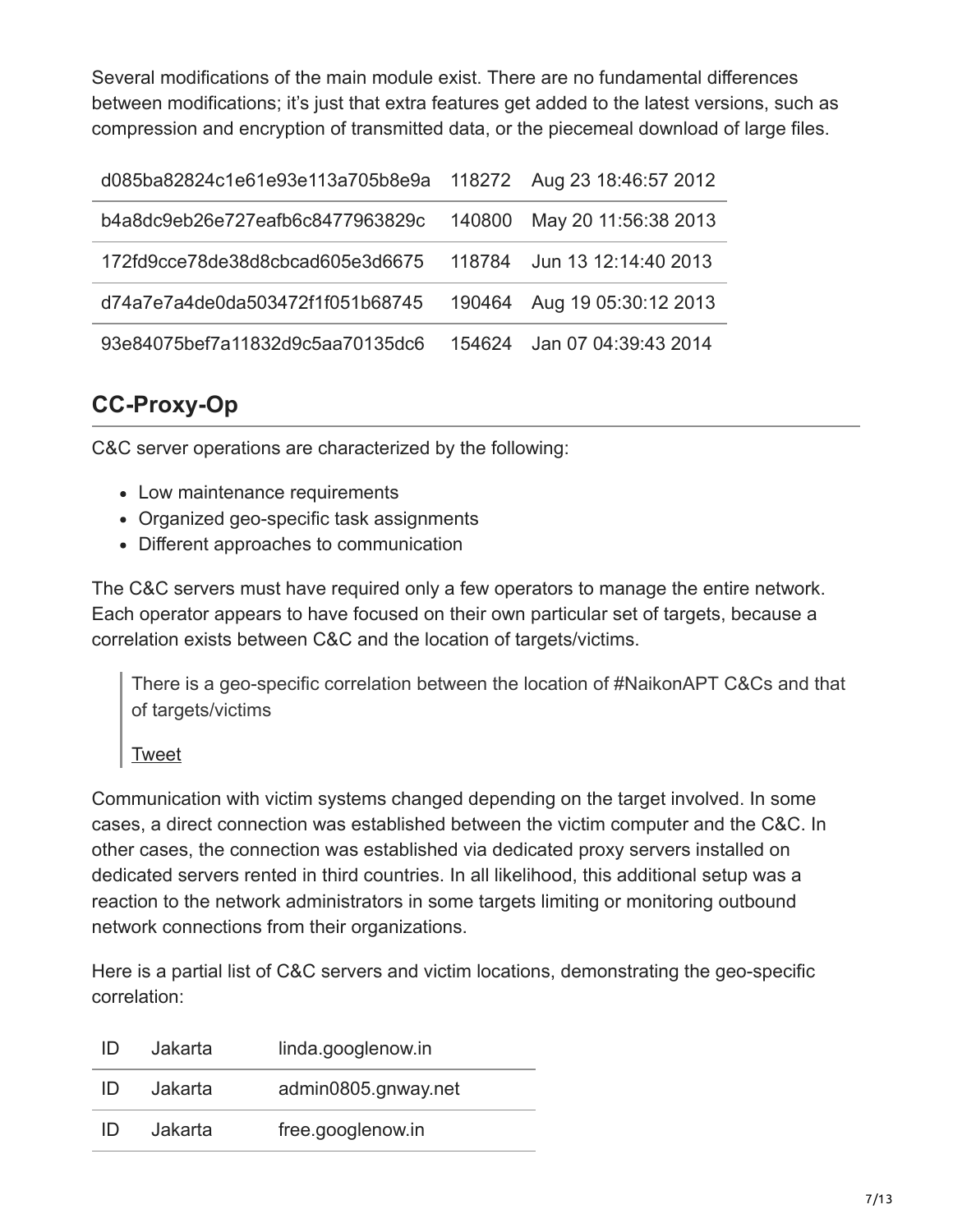Several modifications of the main module exist. There are no fundamental differences between modifications; it's just that extra features get added to the latest versions, such as compression and encryption of transmitted data, or the piecemeal download of large files.

| | | |
|---|---|---|
| d085ba82824c1e61e93e113a705b8e9a | 118272 | Aug 23 18:46:57 2012 |
| b4a8dc9eb26e727eafb6c8477963829c | 140800 | May 20 11:56:38 2013 |
| 172fd9cce78de38d8cbcad605e3d6675 | 118784 | Jun 13 12:14:40 2013 |
| d74a7e7a4de0da503472f1f051b68745 | 190464 | Aug 19 05:30:12 2013 |
| 93e84075bef7a11832d9c5aa70135dc6 | 154624 | Jan 07 04:39:43 2014 |

## CC-Proxy-Op

C&C server operations are characterized by the following:

- Low maintenance requirements
- Organized geo-specific task assignments
- Different approaches to communication

The C&C servers must have required only a few operators to manage the entire network. Each operator appears to have focused on their own particular set of targets, because a correlation exists between C&C and the location of targets/victims.

> There is a geo-specific correlation between the location of #NaikonAPT C&Cs and that of targets/victims
>
> Tweet

Communication with victim systems changed depending on the target involved. In some cases, a direct connection was established between the victim computer and the C&C. In other cases, the connection was established via dedicated proxy servers installed on dedicated servers rented in third countries. In all likelihood, this additional setup was a reaction to the network administrators in some targets limiting or monitoring outbound network connections from their organizations.

Here is a partial list of C&C servers and victim locations, demonstrating the geo-specific correlation:

| | | |
|---|---|---|
| ID | Jakarta | linda.googlenow.in |
| ID | Jakarta | admin0805.gnway.net |
| ID | Jakarta | free.googlenow.in |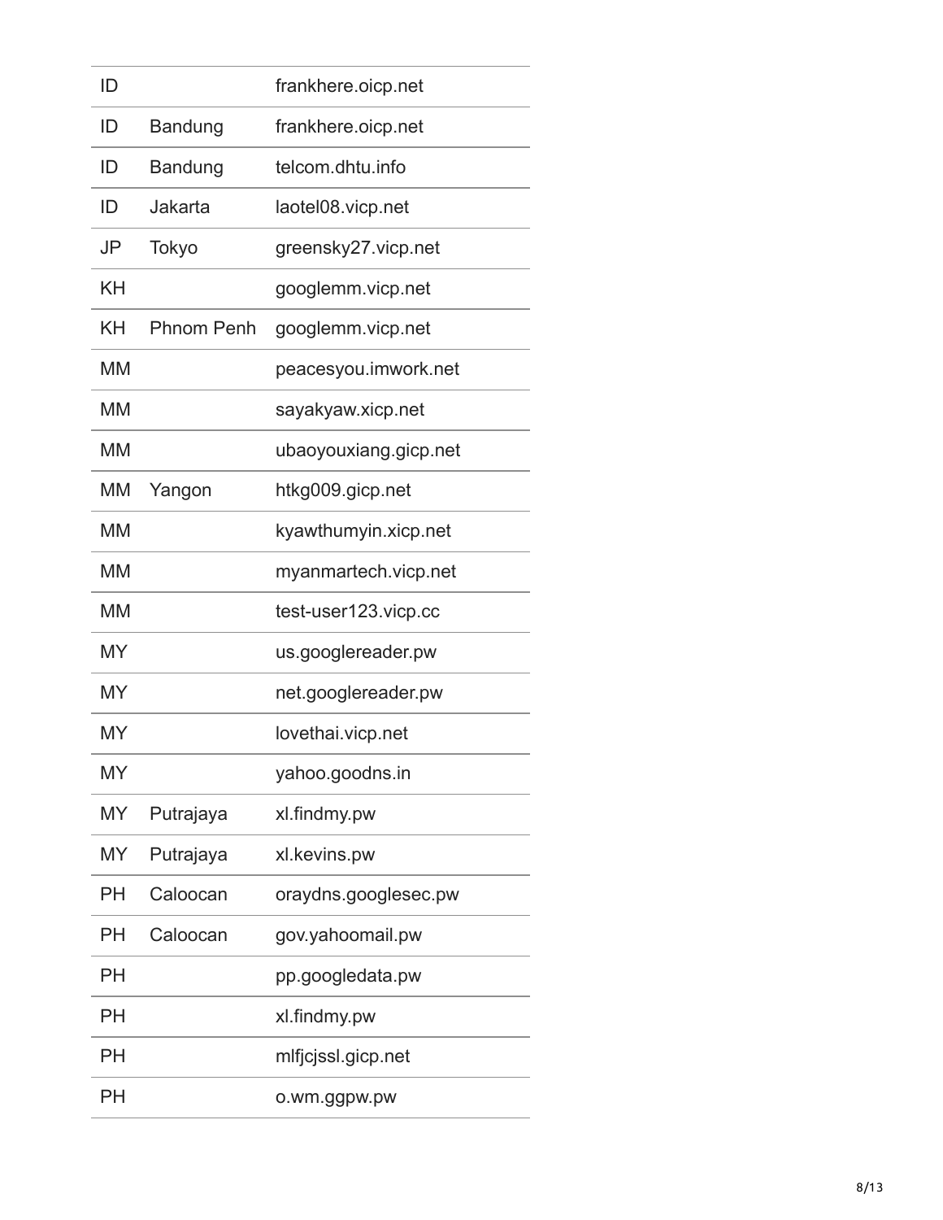| | | |
|---|---|---|
| ID | | frankhere.oicp.net |
| ID | Bandung | frankhere.oicp.net |
| ID | Bandung | telcom.dhtu.info |
| ID | Jakarta | laotel08.vicp.net |
| JP | Tokyo | greensky27.vicp.net |
| KH | | googlemm.vicp.net |
| KH | Phnom Penh | googlemm.vicp.net |
| MM | | peacesyou.imwork.net |
| MM | | sayakyaw.xicp.net |
| MM | | ubaoyouxiang.gicp.net |
| MM | Yangon | htkg009.gicp.net |
| MM | | kyawthumyin.xicp.net |
| MM | | myanmartech.vicp.net |
| MM | | test-user123.vicp.cc |
| MY | | us.googlereader.pw |
| MY | | net.googlereader.pw |
| MY | | lovethai.vicp.net |
| MY | | yahoo.goodns.in |
| MY | Putrajaya | xl.findmy.pw |
| MY | Putrajaya | xl.kevins.pw |
| PH | Caloocan | oraydns.googlesec.pw |
| PH | Caloocan | gov.yahoomail.pw |
| PH | | pp.googledata.pw |
| PH | | xl.findmy.pw |
| PH | | mlfjcjssl.gicp.net |
| PH | | o.wm.ggpw.pw |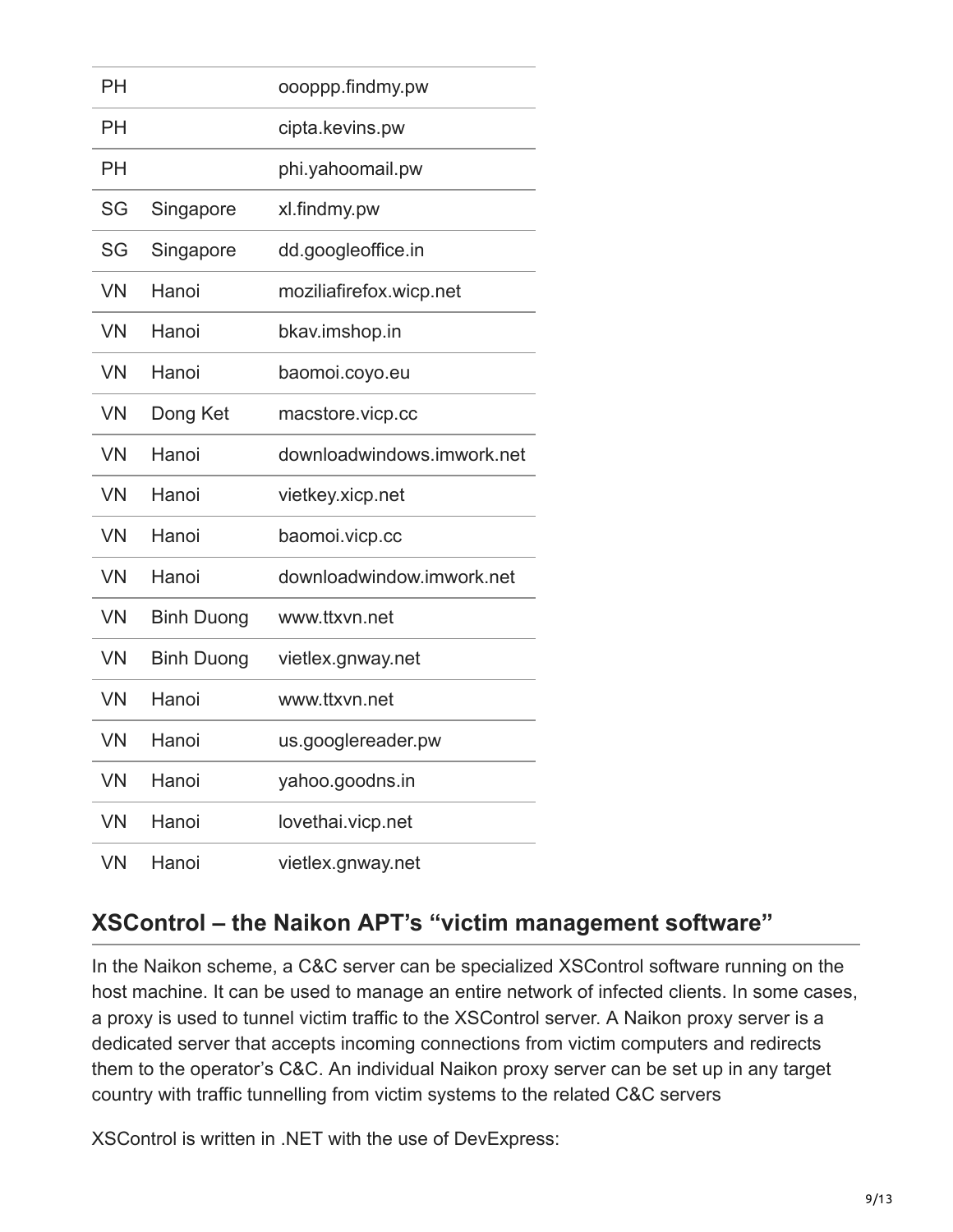| PH | | oooppp.findmy.pw |
|---|---|---|
| PH | | cipta.kevins.pw |
| PH | | phi.yahoomail.pw |
| SG | Singapore | xl.findmy.pw |
| SG | Singapore | dd.googleoffice.in |
| VN | Hanoi | moziliafirefox.wicp.net |
| VN | Hanoi | bkav.imshop.in |
| VN | Hanoi | baomoi.coyo.eu |
| VN | Dong Ket | macstore.vicp.cc |
| VN | Hanoi | downloadwindows.imwork.net |
| VN | Hanoi | vietkey.xicp.net |
| VN | Hanoi | baomoi.vicp.cc |
| VN | Hanoi | downloadwindow.imwork.net |
| VN | Binh Duong | www.ttxvn.net |
| VN | Binh Duong | vietlex.gnway.net |
| VN | Hanoi | www.ttxvn.net |
| VN | Hanoi | us.googlereader.pw |
| VN | Hanoi | yahoo.goodns.in |
| VN | Hanoi | lovethai.vicp.net |
| VN | Hanoi | vietlex.gnway.net |

## XSControl – the Naikon APT's "victim management software"

In the Naikon scheme, a C&C server can be specialized XSControl software running on the host machine. It can be used to manage an entire network of infected clients. In some cases, a proxy is used to tunnel victim traffic to the XSControl server. A Naikon proxy server is a dedicated server that accepts incoming connections from victim computers and redirects them to the operator's C&C. An individual Naikon proxy server can be set up in any target country with traffic tunnelling from victim systems to the related C&C servers

XSControl is written in .NET with the use of DevExpress: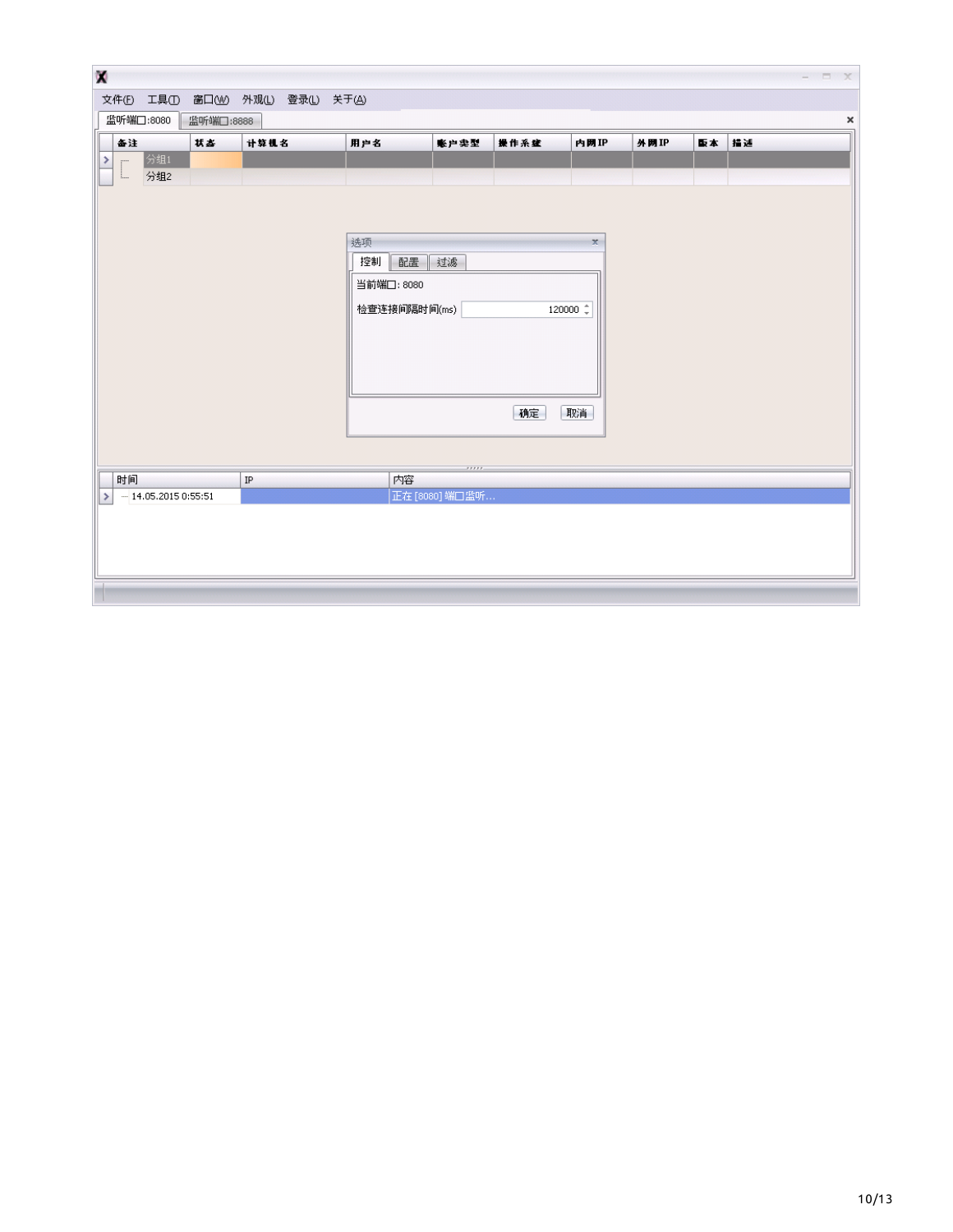文件(F) 工具(T) 窗口(W) 外观(L) 登录(L) 关于(A)

监听端口:8080 监听端口:8888

| 备注 | 状态 | 计算机名 | 用户名 | 帐户类型 | 操作系统 | 内网IP | 外网IP | 版本 | 描述 |
|---|---|---|---|---|---|---|---|---|---|
| 分组1 | | | | | | | | | |
| 分组2 | | | | | | | | | |

选项

控制 配置 过滤

当前端口: 8080

检查连接间隔时间(ms) 120000

确定 取消

| 时间 | IP | 内容 |
|---|---|---|
| 14.05.2015 0:55:51 | | 正在 [8080] 端口监听... |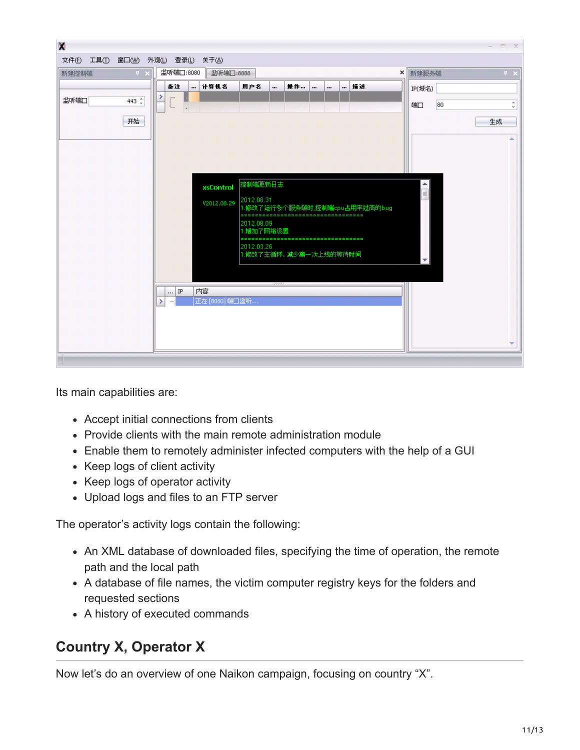Its main capabilities are:

- Accept initial connections from clients
- Provide clients with the main remote administration module
- Enable them to remotely administer infected computers with the help of a GUI
- Keep logs of client activity
- Keep logs of operator activity
- Upload logs and files to an FTP server

The operator's activity logs contain the following:

- An XML database of downloaded files, specifying the time of operation, the remote path and the local path
- A database of file names, the victim computer registry keys for the folders and requested sections
- A history of executed commands

## Country X, Operator X

Now let's do an overview of one Naikon campaign, focusing on country "X".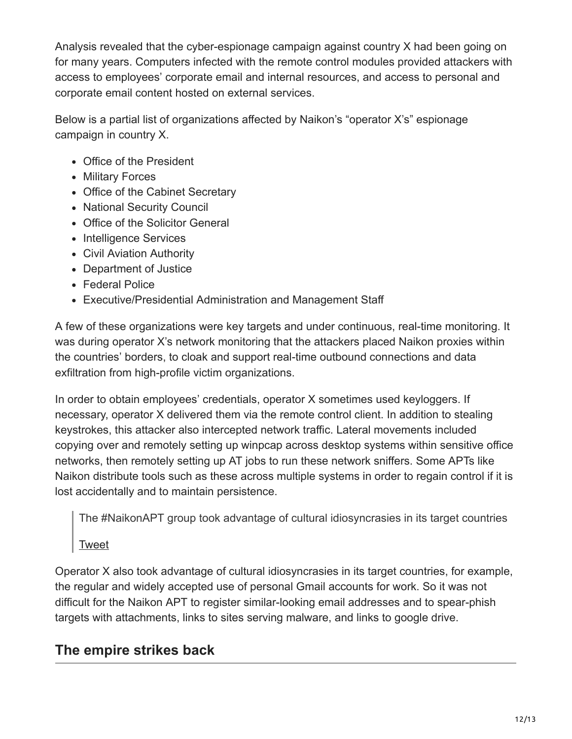Analysis revealed that the cyber-espionage campaign against country X had been going on for many years. Computers infected with the remote control modules provided attackers with access to employees' corporate email and internal resources, and access to personal and corporate email content hosted on external services.

Below is a partial list of organizations affected by Naikon's "operator X's" espionage campaign in country X.

- Office of the President
- Military Forces
- Office of the Cabinet Secretary
- National Security Council
- Office of the Solicitor General
- Intelligence Services
- Civil Aviation Authority
- Department of Justice
- Federal Police
- Executive/Presidential Administration and Management Staff

A few of these organizations were key targets and under continuous, real-time monitoring. It was during operator X's network monitoring that the attackers placed Naikon proxies within the countries' borders, to cloak and support real-time outbound connections and data exfiltration from high-profile victim organizations.

In order to obtain employees' credentials, operator X sometimes used keyloggers. If necessary, operator X delivered them via the remote control client. In addition to stealing keystrokes, this attacker also intercepted network traffic. Lateral movements included copying over and remotely setting up winpcap across desktop systems within sensitive office networks, then remotely setting up AT jobs to run these network sniffers. Some APTs like Naikon distribute tools such as these across multiple systems in order to regain control if it is lost accidentally and to maintain persistence.

> The #NaikonAPT group took advantage of cultural idiosyncrasies in its target countries
>
> Tweet

Operator X also took advantage of cultural idiosyncrasies in its target countries, for example, the regular and widely accepted use of personal Gmail accounts for work. So it was not difficult for the Naikon APT to register similar-looking email addresses and to spear-phish targets with attachments, links to sites serving malware, and links to google drive.

## The empire strikes back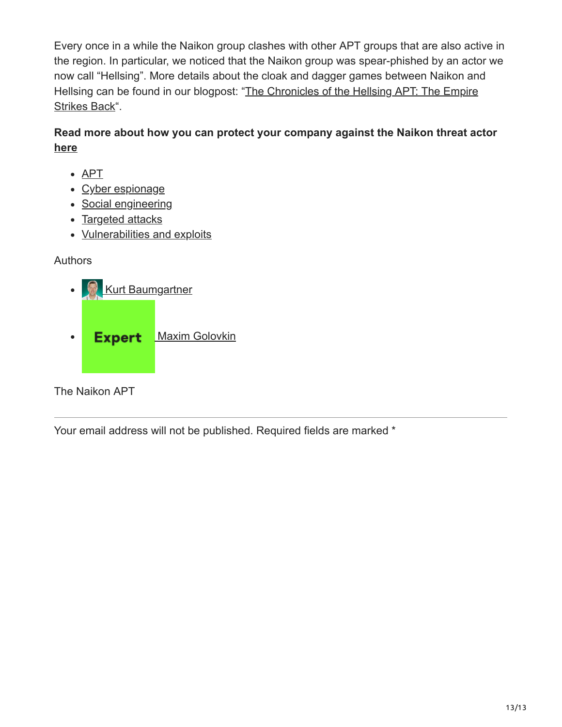Every once in a while the Naikon group clashes with other APT groups that are also active in the region. In particular, we noticed that the Naikon group was spear-phished by an actor we now call “Hellsing”. More details about the cloak and dagger games between Naikon and Hellsing can be found in our blogpost: “The Chronicles of the Hellsing APT: The Empire Strikes Back“.

**Read more about how you can protect your company against the Naikon threat actor here**

- APT
- Cyber espionage
- Social engineering
- Targeted attacks
- Vulnerabilities and exploits

Authors

- Kurt Baumgartner
- Expert Maxim Golovkin

The Naikon APT

---

Your email address will not be published. Required fields are marked *